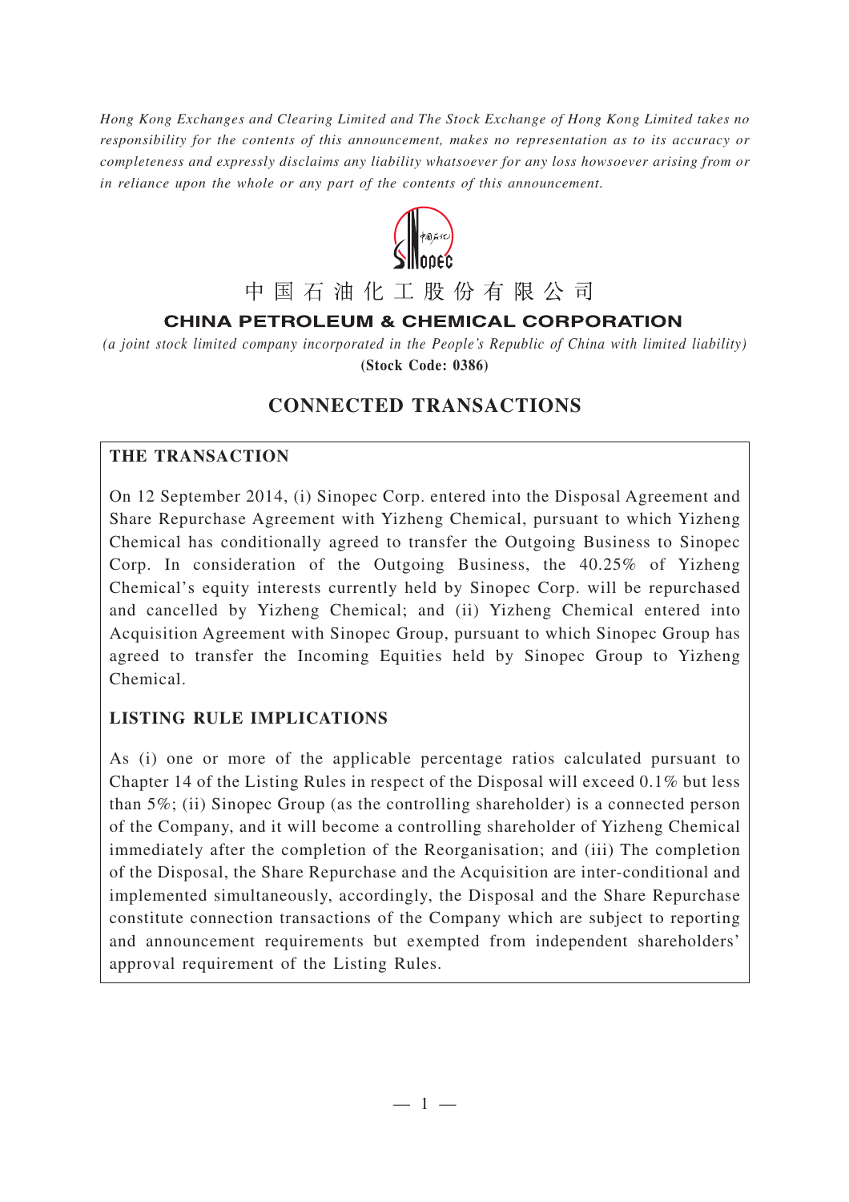*Hong Kong Exchanges and Clearing Limited and The Stock Exchange of Hong Kong Limited takes no responsibility for the contents of this announcement, makes no representation as to its accuracy or completeness and expressly disclaims any liability whatsoever for any loss howsoever arising from or in reliance upon the whole or any part of the contents of this announcement.*

中国石油化工股份有限公司

**CHINA PETROLEUM & CHEMICAL CORPORATION**

*(a joint stock limited company incorporated in the People's Republic of China with limited liability)*

**(Stock Code: 0386)**

# CONNECTED TRANSACTIONS

## THE TRANSACTION

On 12 September 2014, (i) Sinopec Corp. entered into the Disposal Agreement and Share Repurchase Agreement with Yizheng Chemical, pursuant to which Yizheng Chemical has conditionally agreed to transfer the Outgoing Business to Sinopec Corp. In consideration of the Outgoing Business, the 40.25% of Yizheng Chemical's equity interests currently held by Sinopec Corp. will be repurchased and cancelled by Yizheng Chemical; and (ii) Yizheng Chemical entered into Acquisition Agreement with Sinopec Group, pursuant to which Sinopec Group has agreed to transfer the Incoming Equities held by Sinopec Group to Yizheng Chemical.

## LISTING RULE IMPLICATIONS

As (i) one or more of the applicable percentage ratios calculated pursuant to Chapter 14 of the Listing Rules in respect of the Disposal will exceed 0.1% but less than 5%; (ii) Sinopec Group (as the controlling shareholder) is a connected person of the Company, and it will become a controlling shareholder of Yizheng Chemical immediately after the completion of the Reorganisation; and (iii) The completion of the Disposal, the Share Repurchase and the Acquisition are inter-conditional and implemented simultaneously, accordingly, the Disposal and the Share Repurchase constitute connection transactions of the Company which are subject to reporting and announcement requirements but exempted from independent shareholders' approval requirement of the Listing Rules.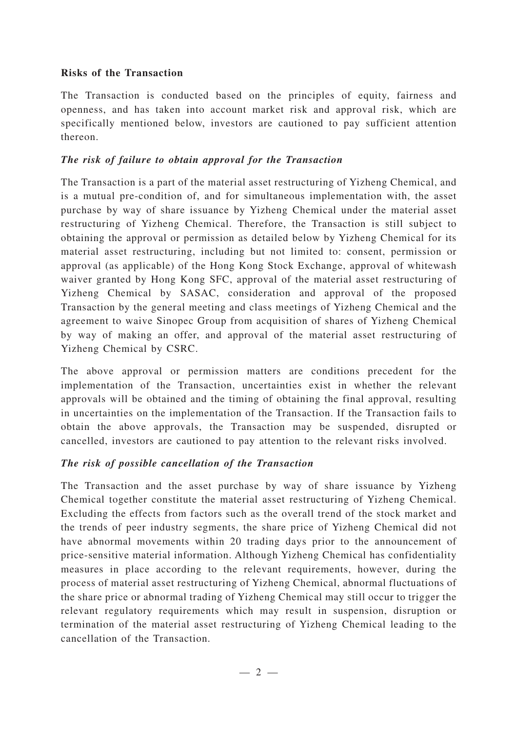**Risks of the Transaction**

The Transaction is conducted based on the principles of equity, fairness and openness, and has taken into account market risk and approval risk, which are specifically mentioned below, investors are cautioned to pay sufficient attention thereon.

***The risk of failure to obtain approval for the Transaction***

The Transaction is a part of the material asset restructuring of Yizheng Chemical, and is a mutual pre-condition of, and for simultaneous implementation with, the asset purchase by way of share issuance by Yizheng Chemical under the material asset restructuring of Yizheng Chemical. Therefore, the Transaction is still subject to obtaining the approval or permission as detailed below by Yizheng Chemical for its material asset restructuring, including but not limited to: consent, permission or approval (as applicable) of the Hong Kong Stock Exchange, approval of whitewash waiver granted by Hong Kong SFC, approval of the material asset restructuring of Yizheng Chemical by SASAC, consideration and approval of the proposed Transaction by the general meeting and class meetings of Yizheng Chemical and the agreement to waive Sinopec Group from acquisition of shares of Yizheng Chemical by way of making an offer, and approval of the material asset restructuring of Yizheng Chemical by CSRC.

The above approval or permission matters are conditions precedent for the implementation of the Transaction, uncertainties exist in whether the relevant approvals will be obtained and the timing of obtaining the final approval, resulting in uncertainties on the implementation of the Transaction. If the Transaction fails to obtain the above approvals, the Transaction may be suspended, disrupted or cancelled, investors are cautioned to pay attention to the relevant risks involved.

***The risk of possible cancellation of the Transaction***

The Transaction and the asset purchase by way of share issuance by Yizheng Chemical together constitute the material asset restructuring of Yizheng Chemical. Excluding the effects from factors such as the overall trend of the stock market and the trends of peer industry segments, the share price of Yizheng Chemical did not have abnormal movements within 20 trading days prior to the announcement of price-sensitive material information. Although Yizheng Chemical has confidentiality measures in place according to the relevant requirements, however, during the process of material asset restructuring of Yizheng Chemical, abnormal fluctuations of the share price or abnormal trading of Yizheng Chemical may still occur to trigger the relevant regulatory requirements which may result in suspension, disruption or termination of the material asset restructuring of Yizheng Chemical leading to the cancellation of the Transaction.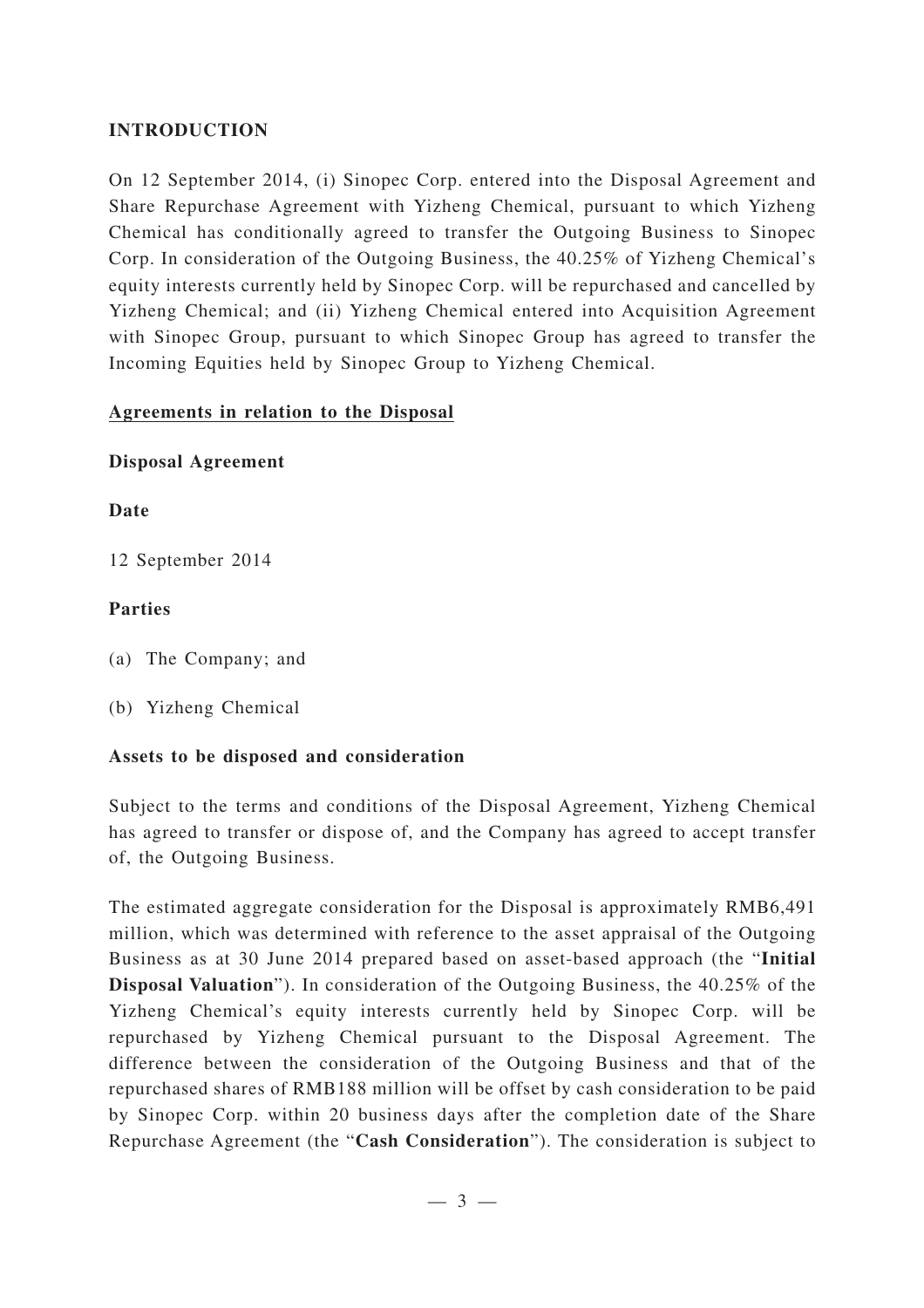## INTRODUCTION

On 12 September 2014, (i) Sinopec Corp. entered into the Disposal Agreement and Share Repurchase Agreement with Yizheng Chemical, pursuant to which Yizheng Chemical has conditionally agreed to transfer the Outgoing Business to Sinopec Corp. In consideration of the Outgoing Business, the 40.25% of Yizheng Chemical's equity interests currently held by Sinopec Corp. will be repurchased and cancelled by Yizheng Chemical; and (ii) Yizheng Chemical entered into Acquisition Agreement with Sinopec Group, pursuant to which Sinopec Group has agreed to transfer the Incoming Equities held by Sinopec Group to Yizheng Chemical.

### Agreements in relation to the Disposal

**Disposal Agreement**

**Date**

12 September 2014

**Parties**

(a) The Company; and

(b) Yizheng Chemical

**Assets to be disposed and consideration**

Subject to the terms and conditions of the Disposal Agreement, Yizheng Chemical has agreed to transfer or dispose of, and the Company has agreed to accept transfer of, the Outgoing Business.

The estimated aggregate consideration for the Disposal is approximately RMB6,491 million, which was determined with reference to the asset appraisal of the Outgoing Business as at 30 June 2014 prepared based on asset-based approach (the "**Initial Disposal Valuation**"). In consideration of the Outgoing Business, the 40.25% of the Yizheng Chemical's equity interests currently held by Sinopec Corp. will be repurchased by Yizheng Chemical pursuant to the Disposal Agreement. The difference between the consideration of the Outgoing Business and that of the repurchased shares of RMB188 million will be offset by cash consideration to be paid by Sinopec Corp. within 20 business days after the completion date of the Share Repurchase Agreement (the "**Cash Consideration**"). The consideration is subject to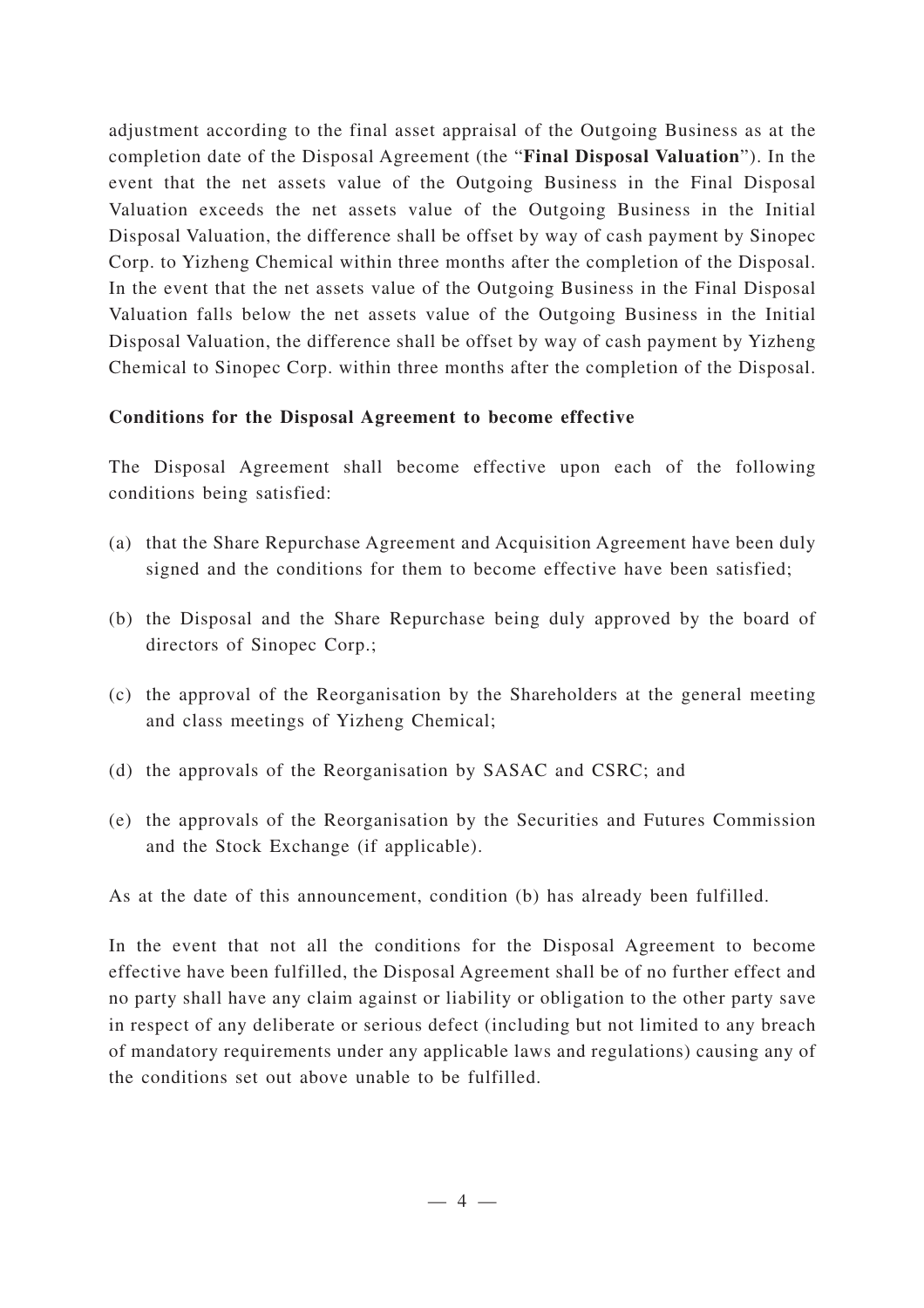adjustment according to the final asset appraisal of the Outgoing Business as at the completion date of the Disposal Agreement (the "**Final Disposal Valuation**"). In the event that the net assets value of the Outgoing Business in the Final Disposal Valuation exceeds the net assets value of the Outgoing Business in the Initial Disposal Valuation, the difference shall be offset by way of cash payment by Sinopec Corp. to Yizheng Chemical within three months after the completion of the Disposal. In the event that the net assets value of the Outgoing Business in the Final Disposal Valuation falls below the net assets value of the Outgoing Business in the Initial Disposal Valuation, the difference shall be offset by way of cash payment by Yizheng Chemical to Sinopec Corp. within three months after the completion of the Disposal.

**Conditions for the Disposal Agreement to become effective**

The Disposal Agreement shall become effective upon each of the following conditions being satisfied:

(a) that the Share Repurchase Agreement and Acquisition Agreement have been duly signed and the conditions for them to become effective have been satisfied;

(b) the Disposal and the Share Repurchase being duly approved by the board of directors of Sinopec Corp.;

(c) the approval of the Reorganisation by the Shareholders at the general meeting and class meetings of Yizheng Chemical;

(d) the approvals of the Reorganisation by SASAC and CSRC; and

(e) the approvals of the Reorganisation by the Securities and Futures Commission and the Stock Exchange (if applicable).

As at the date of this announcement, condition (b) has already been fulfilled.

In the event that not all the conditions for the Disposal Agreement to become effective have been fulfilled, the Disposal Agreement shall be of no further effect and no party shall have any claim against or liability or obligation to the other party save in respect of any deliberate or serious defect (including but not limited to any breach of mandatory requirements under any applicable laws and regulations) causing any of the conditions set out above unable to be fulfilled.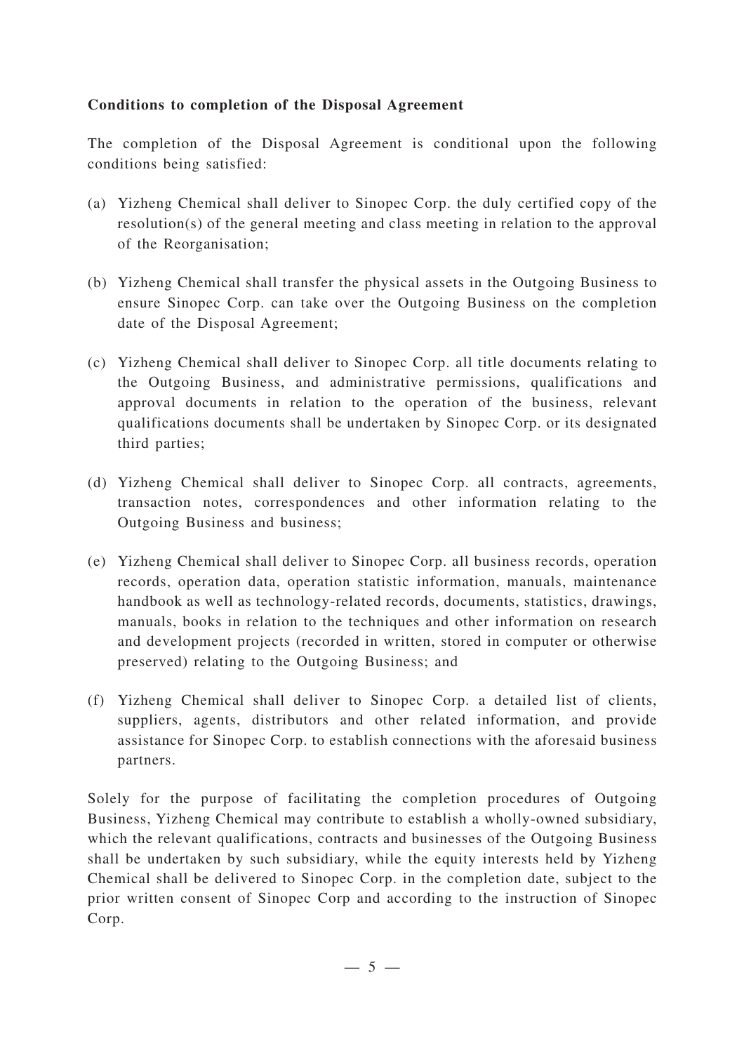**Conditions to completion of the Disposal Agreement**

The completion of the Disposal Agreement is conditional upon the following conditions being satisfied:

(a) Yizheng Chemical shall deliver to Sinopec Corp. the duly certified copy of the resolution(s) of the general meeting and class meeting in relation to the approval of the Reorganisation;

(b) Yizheng Chemical shall transfer the physical assets in the Outgoing Business to ensure Sinopec Corp. can take over the Outgoing Business on the completion date of the Disposal Agreement;

(c) Yizheng Chemical shall deliver to Sinopec Corp. all title documents relating to the Outgoing Business, and administrative permissions, qualifications and approval documents in relation to the operation of the business, relevant qualifications documents shall be undertaken by Sinopec Corp. or its designated third parties;

(d) Yizheng Chemical shall deliver to Sinopec Corp. all contracts, agreements, transaction notes, correspondences and other information relating to the Outgoing Business and business;

(e) Yizheng Chemical shall deliver to Sinopec Corp. all business records, operation records, operation data, operation statistic information, manuals, maintenance handbook as well as technology-related records, documents, statistics, drawings, manuals, books in relation to the techniques and other information on research and development projects (recorded in written, stored in computer or otherwise preserved) relating to the Outgoing Business; and

(f) Yizheng Chemical shall deliver to Sinopec Corp. a detailed list of clients, suppliers, agents, distributors and other related information, and provide assistance for Sinopec Corp. to establish connections with the aforesaid business partners.

Solely for the purpose of facilitating the completion procedures of Outgoing Business, Yizheng Chemical may contribute to establish a wholly-owned subsidiary, which the relevant qualifications, contracts and businesses of the Outgoing Business shall be undertaken by such subsidiary, while the equity interests held by Yizheng Chemical shall be delivered to Sinopec Corp. in the completion date, subject to the prior written consent of Sinopec Corp and according to the instruction of Sinopec Corp.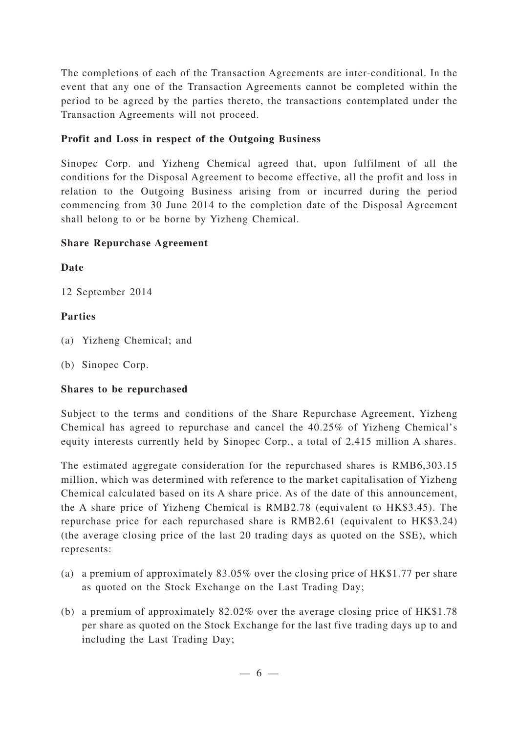The completions of each of the Transaction Agreements are inter-conditional. In the event that any one of the Transaction Agreements cannot be completed within the period to be agreed by the parties thereto, the transactions contemplated under the Transaction Agreements will not proceed.

**Profit and Loss in respect of the Outgoing Business**

Sinopec Corp. and Yizheng Chemical agreed that, upon fulfilment of all the conditions for the Disposal Agreement to become effective, all the profit and loss in relation to the Outgoing Business arising from or incurred during the period commencing from 30 June 2014 to the completion date of the Disposal Agreement shall belong to or be borne by Yizheng Chemical.

**Share Repurchase Agreement**

**Date**

12 September 2014

**Parties**

(a) Yizheng Chemical; and

(b) Sinopec Corp.

**Shares to be repurchased**

Subject to the terms and conditions of the Share Repurchase Agreement, Yizheng Chemical has agreed to repurchase and cancel the 40.25% of Yizheng Chemical's equity interests currently held by Sinopec Corp., a total of 2,415 million A shares.

The estimated aggregate consideration for the repurchased shares is RMB6,303.15 million, which was determined with reference to the market capitalisation of Yizheng Chemical calculated based on its A share price. As of the date of this announcement, the A share price of Yizheng Chemical is RMB2.78 (equivalent to HK$3.45). The repurchase price for each repurchased share is RMB2.61 (equivalent to HK$3.24) (the average closing price of the last 20 trading days as quoted on the SSE), which represents:

(a) a premium of approximately 83.05% over the closing price of HK$1.77 per share as quoted on the Stock Exchange on the Last Trading Day;

(b) a premium of approximately 82.02% over the average closing price of HK$1.78 per share as quoted on the Stock Exchange for the last five trading days up to and including the Last Trading Day;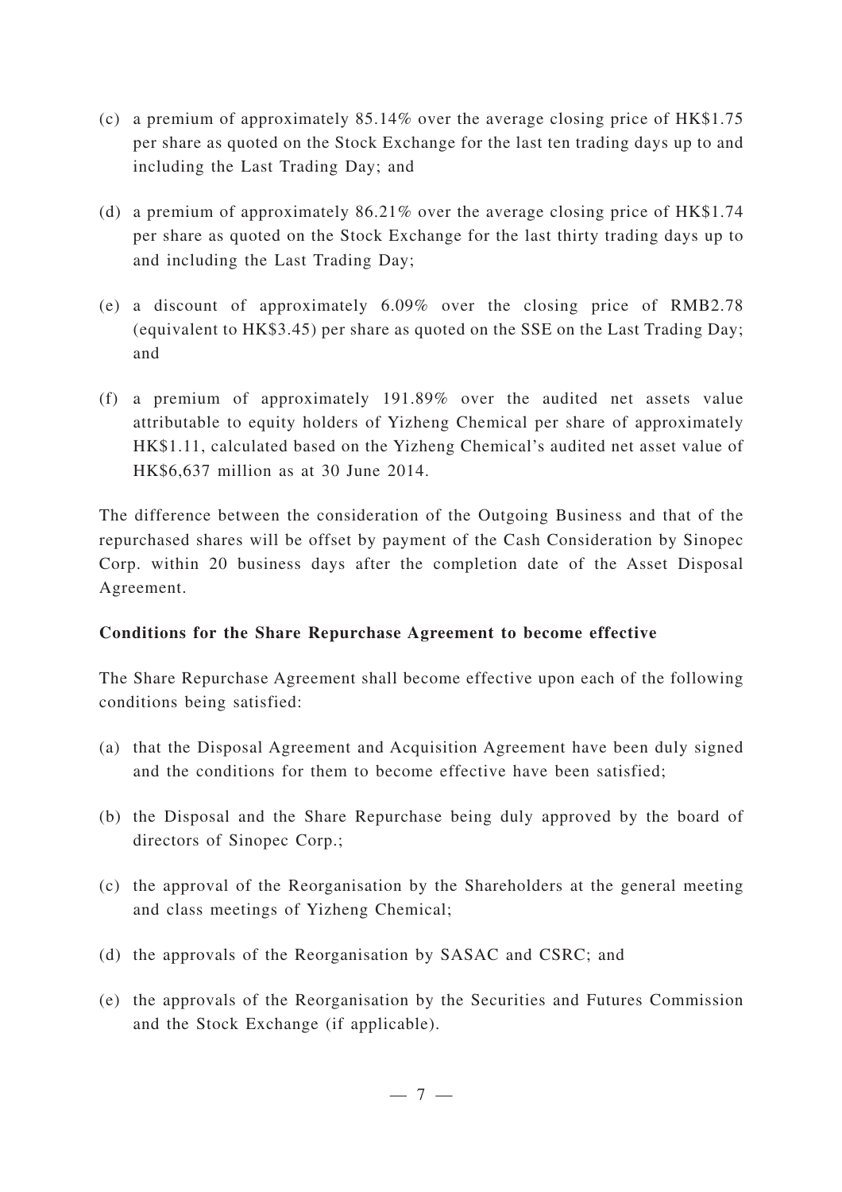(c) a premium of approximately 85.14% over the average closing price of HK$1.75 per share as quoted on the Stock Exchange for the last ten trading days up to and including the Last Trading Day; and

(d) a premium of approximately 86.21% over the average closing price of HK$1.74 per share as quoted on the Stock Exchange for the last thirty trading days up to and including the Last Trading Day;

(e) a discount of approximately 6.09% over the closing price of RMB2.78 (equivalent to HK$3.45) per share as quoted on the SSE on the Last Trading Day; and

(f) a premium of approximately 191.89% over the audited net assets value attributable to equity holders of Yizheng Chemical per share of approximately HK$1.11, calculated based on the Yizheng Chemical's audited net asset value of HK$6,637 million as at 30 June 2014.

The difference between the consideration of the Outgoing Business and that of the repurchased shares will be offset by payment of the Cash Consideration by Sinopec Corp. within 20 business days after the completion date of the Asset Disposal Agreement.

**Conditions for the Share Repurchase Agreement to become effective**

The Share Repurchase Agreement shall become effective upon each of the following conditions being satisfied:

(a) that the Disposal Agreement and Acquisition Agreement have been duly signed and the conditions for them to become effective have been satisfied;

(b) the Disposal and the Share Repurchase being duly approved by the board of directors of Sinopec Corp.;

(c) the approval of the Reorganisation by the Shareholders at the general meeting and class meetings of Yizheng Chemical;

(d) the approvals of the Reorganisation by SASAC and CSRC; and

(e) the approvals of the Reorganisation by the Securities and Futures Commission and the Stock Exchange (if applicable).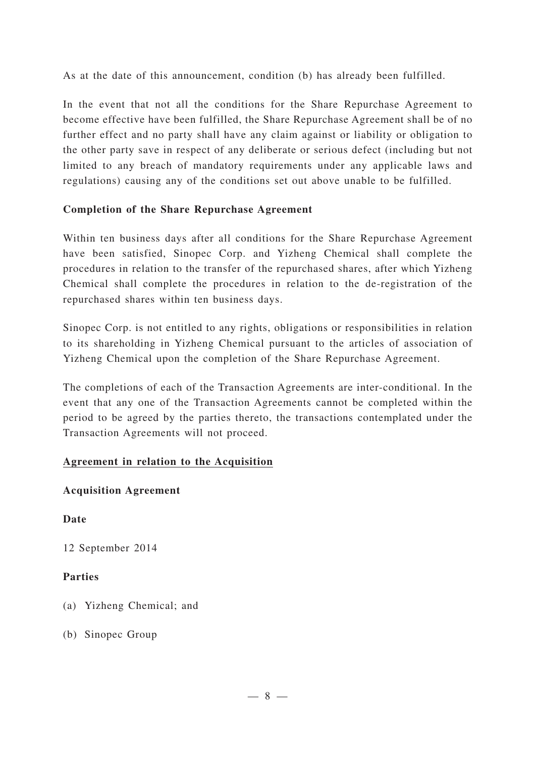As at the date of this announcement, condition (b) has already been fulfilled.

In the event that not all the conditions for the Share Repurchase Agreement to become effective have been fulfilled, the Share Repurchase Agreement shall be of no further effect and no party shall have any claim against or liability or obligation to the other party save in respect of any deliberate or serious defect (including but not limited to any breach of mandatory requirements under any applicable laws and regulations) causing any of the conditions set out above unable to be fulfilled.

**Completion of the Share Repurchase Agreement**

Within ten business days after all conditions for the Share Repurchase Agreement have been satisfied, Sinopec Corp. and Yizheng Chemical shall complete the procedures in relation to the transfer of the repurchased shares, after which Yizheng Chemical shall complete the procedures in relation to the de-registration of the repurchased shares within ten business days.

Sinopec Corp. is not entitled to any rights, obligations or responsibilities in relation to its shareholding in Yizheng Chemical pursuant to the articles of association of Yizheng Chemical upon the completion of the Share Repurchase Agreement.

The completions of each of the Transaction Agreements are inter-conditional. In the event that any one of the Transaction Agreements cannot be completed within the period to be agreed by the parties thereto, the transactions contemplated under the Transaction Agreements will not proceed.

**Agreement in relation to the Acquisition**

**Acquisition Agreement**

**Date**

12 September 2014

**Parties**

(a) Yizheng Chemical; and

(b) Sinopec Group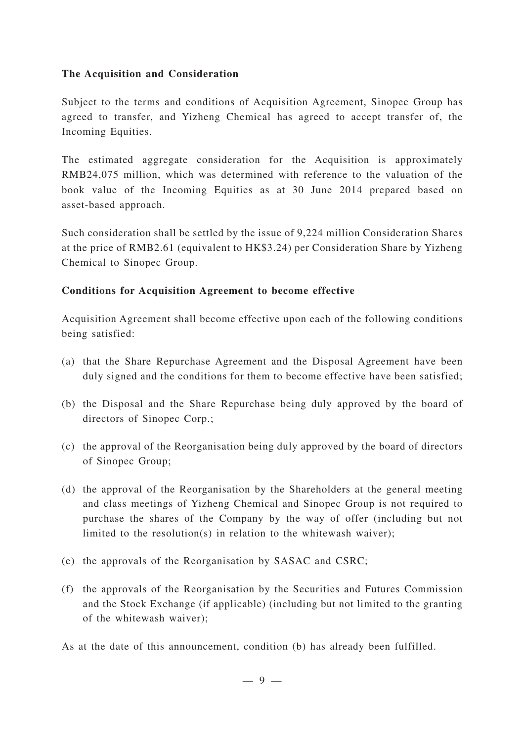**The Acquisition and Consideration**

Subject to the terms and conditions of Acquisition Agreement, Sinopec Group has agreed to transfer, and Yizheng Chemical has agreed to accept transfer of, the Incoming Equities.

The estimated aggregate consideration for the Acquisition is approximately RMB24,075 million, which was determined with reference to the valuation of the book value of the Incoming Equities as at 30 June 2014 prepared based on asset-based approach.

Such consideration shall be settled by the issue of 9,224 million Consideration Shares at the price of RMB2.61 (equivalent to HK$3.24) per Consideration Share by Yizheng Chemical to Sinopec Group.

**Conditions for Acquisition Agreement to become effective**

Acquisition Agreement shall become effective upon each of the following conditions being satisfied:

(a) that the Share Repurchase Agreement and the Disposal Agreement have been duly signed and the conditions for them to become effective have been satisfied;

(b) the Disposal and the Share Repurchase being duly approved by the board of directors of Sinopec Corp.;

(c) the approval of the Reorganisation being duly approved by the board of directors of Sinopec Group;

(d) the approval of the Reorganisation by the Shareholders at the general meeting and class meetings of Yizheng Chemical and Sinopec Group is not required to purchase the shares of the Company by the way of offer (including but not limited to the resolution(s) in relation to the whitewash waiver);

(e) the approvals of the Reorganisation by SASAC and CSRC;

(f) the approvals of the Reorganisation by the Securities and Futures Commission and the Stock Exchange (if applicable) (including but not limited to the granting of the whitewash waiver);

As at the date of this announcement, condition (b) has already been fulfilled.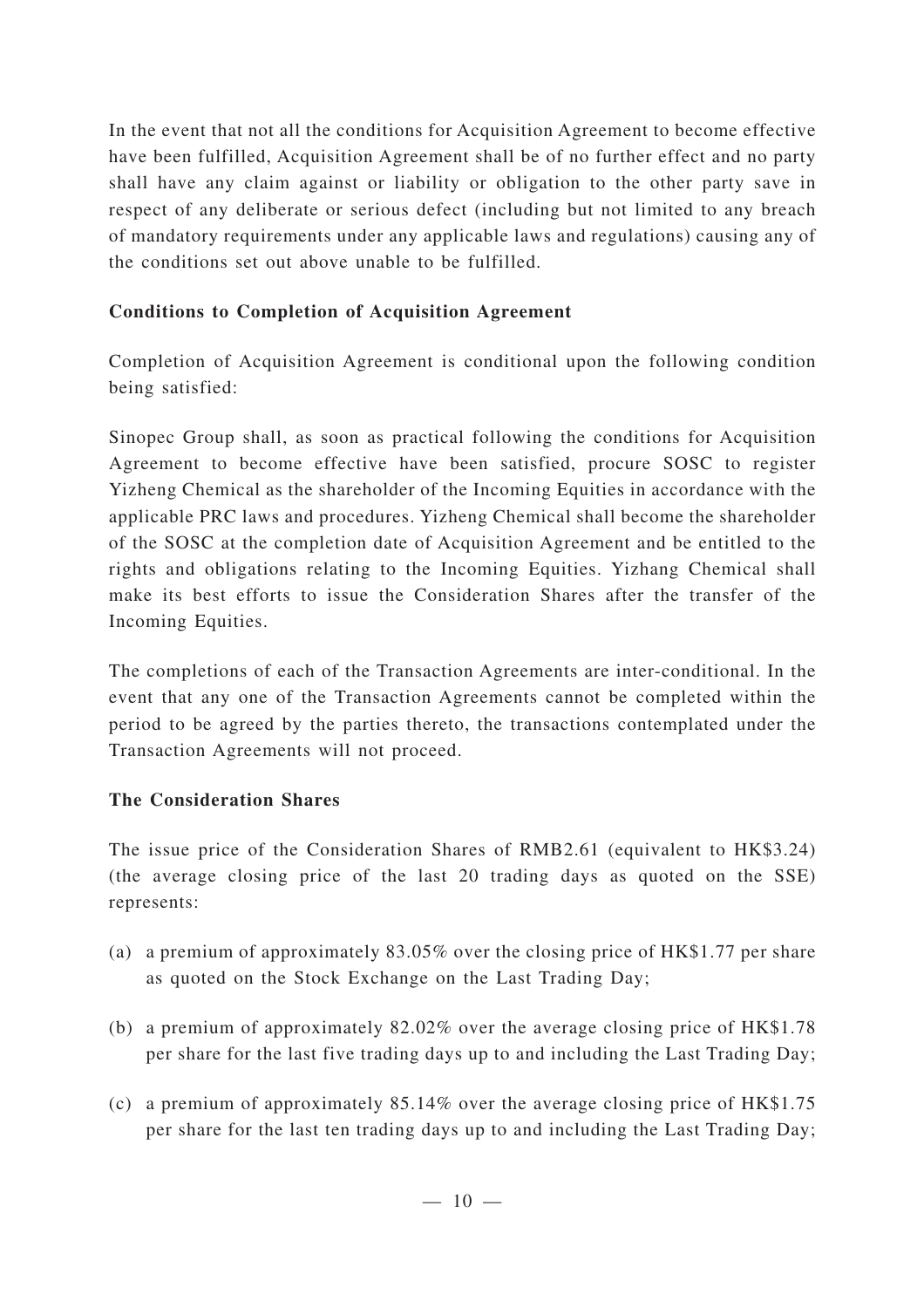In the event that not all the conditions for Acquisition Agreement to become effective have been fulfilled, Acquisition Agreement shall be of no further effect and no party shall have any claim against or liability or obligation to the other party save in respect of any deliberate or serious defect (including but not limited to any breach of mandatory requirements under any applicable laws and regulations) causing any of the conditions set out above unable to be fulfilled.

**Conditions to Completion of Acquisition Agreement**

Completion of Acquisition Agreement is conditional upon the following condition being satisfied:

Sinopec Group shall, as soon as practical following the conditions for Acquisition Agreement to become effective have been satisfied, procure SOSC to register Yizheng Chemical as the shareholder of the Incoming Equities in accordance with the applicable PRC laws and procedures. Yizheng Chemical shall become the shareholder of the SOSC at the completion date of Acquisition Agreement and be entitled to the rights and obligations relating to the Incoming Equities. Yizhang Chemical shall make its best efforts to issue the Consideration Shares after the transfer of the Incoming Equities.

The completions of each of the Transaction Agreements are inter-conditional. In the event that any one of the Transaction Agreements cannot be completed within the period to be agreed by the parties thereto, the transactions contemplated under the Transaction Agreements will not proceed.

**The Consideration Shares**

The issue price of the Consideration Shares of RMB2.61 (equivalent to HK$3.24) (the average closing price of the last 20 trading days as quoted on the SSE) represents:

(a) a premium of approximately 83.05% over the closing price of HK$1.77 per share as quoted on the Stock Exchange on the Last Trading Day;

(b) a premium of approximately 82.02% over the average closing price of HK$1.78 per share for the last five trading days up to and including the Last Trading Day;

(c) a premium of approximately 85.14% over the average closing price of HK$1.75 per share for the last ten trading days up to and including the Last Trading Day;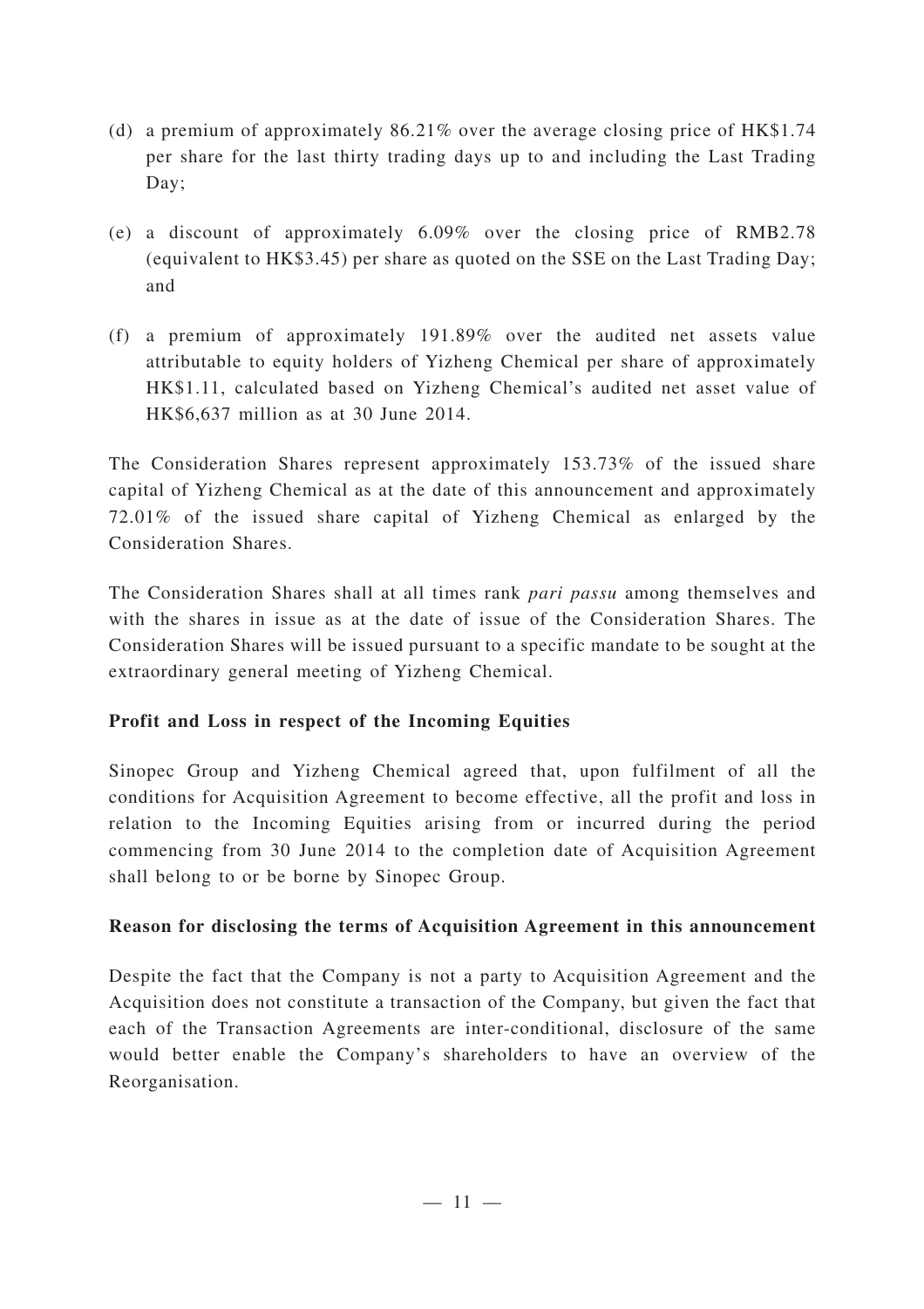(d) a premium of approximately 86.21% over the average closing price of HK$1.74 per share for the last thirty trading days up to and including the Last Trading Day;

(e) a discount of approximately 6.09% over the closing price of RMB2.78 (equivalent to HK$3.45) per share as quoted on the SSE on the Last Trading Day; and

(f) a premium of approximately 191.89% over the audited net assets value attributable to equity holders of Yizheng Chemical per share of approximately HK$1.11, calculated based on Yizheng Chemical's audited net asset value of HK$6,637 million as at 30 June 2014.

The Consideration Shares represent approximately 153.73% of the issued share capital of Yizheng Chemical as at the date of this announcement and approximately 72.01% of the issued share capital of Yizheng Chemical as enlarged by the Consideration Shares.

The Consideration Shares shall at all times rank *pari passu* among themselves and with the shares in issue as at the date of issue of the Consideration Shares. The Consideration Shares will be issued pursuant to a specific mandate to be sought at the extraordinary general meeting of Yizheng Chemical.

**Profit and Loss in respect of the Incoming Equities**

Sinopec Group and Yizheng Chemical agreed that, upon fulfilment of all the conditions for Acquisition Agreement to become effective, all the profit and loss in relation to the Incoming Equities arising from or incurred during the period commencing from 30 June 2014 to the completion date of Acquisition Agreement shall belong to or be borne by Sinopec Group.

**Reason for disclosing the terms of Acquisition Agreement in this announcement**

Despite the fact that the Company is not a party to Acquisition Agreement and the Acquisition does not constitute a transaction of the Company, but given the fact that each of the Transaction Agreements are inter-conditional, disclosure of the same would better enable the Company's shareholders to have an overview of the Reorganisation.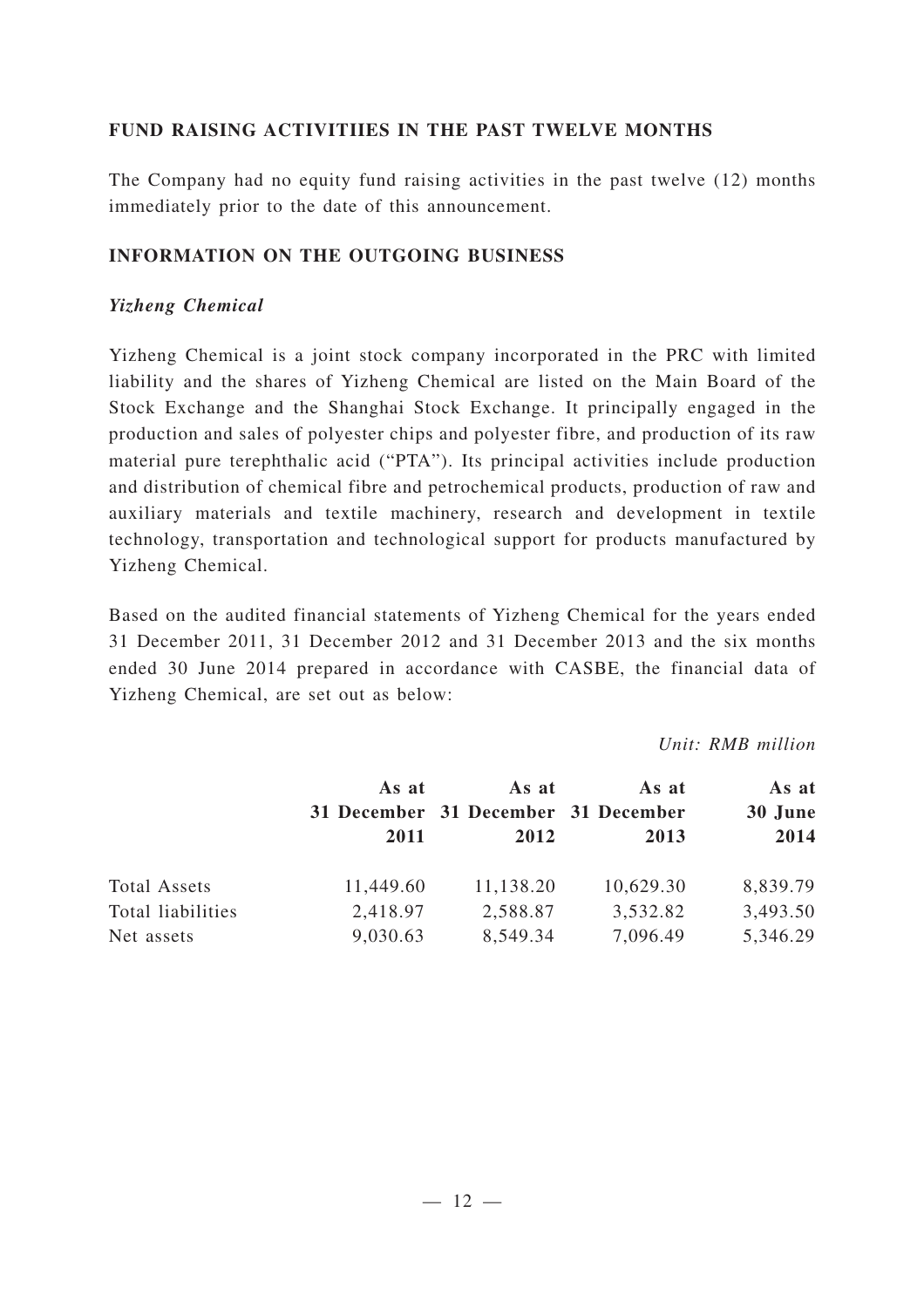## FUND RAISING ACTIVITIIES IN THE PAST TWELVE MONTHS

The Company had no equity fund raising activities in the past twelve (12) months immediately prior to the date of this announcement.

## INFORMATION ON THE OUTGOING BUSINESS

### *Yizheng Chemical*

Yizheng Chemical is a joint stock company incorporated in the PRC with limited liability and the shares of Yizheng Chemical are listed on the Main Board of the Stock Exchange and the Shanghai Stock Exchange. It principally engaged in the production and sales of polyester chips and polyester fibre, and production of its raw material pure terephthalic acid ("PTA"). Its principal activities include production and distribution of chemical fibre and petrochemical products, production of raw and auxiliary materials and textile machinery, research and development in textile technology, transportation and technological support for products manufactured by Yizheng Chemical.

Based on the audited financial statements of Yizheng Chemical for the years ended 31 December 2011, 31 December 2012 and 31 December 2013 and the six months ended 30 June 2014 prepared in accordance with CASBE, the financial data of Yizheng Chemical, are set out as below:

*Unit: RMB million*

| | As at 31 December 2011 | As at 31 December 2012 | As at 31 December 2013 | As at 30 June 2014 |
|---|---|---|---|---|
| Total Assets | 11,449.60 | 11,138.20 | 10,629.30 | 8,839.79 |
| Total liabilities | 2,418.97 | 2,588.87 | 3,532.82 | 3,493.50 |
| Net assets | 9,030.63 | 8,549.34 | 7,096.49 | 5,346.29 |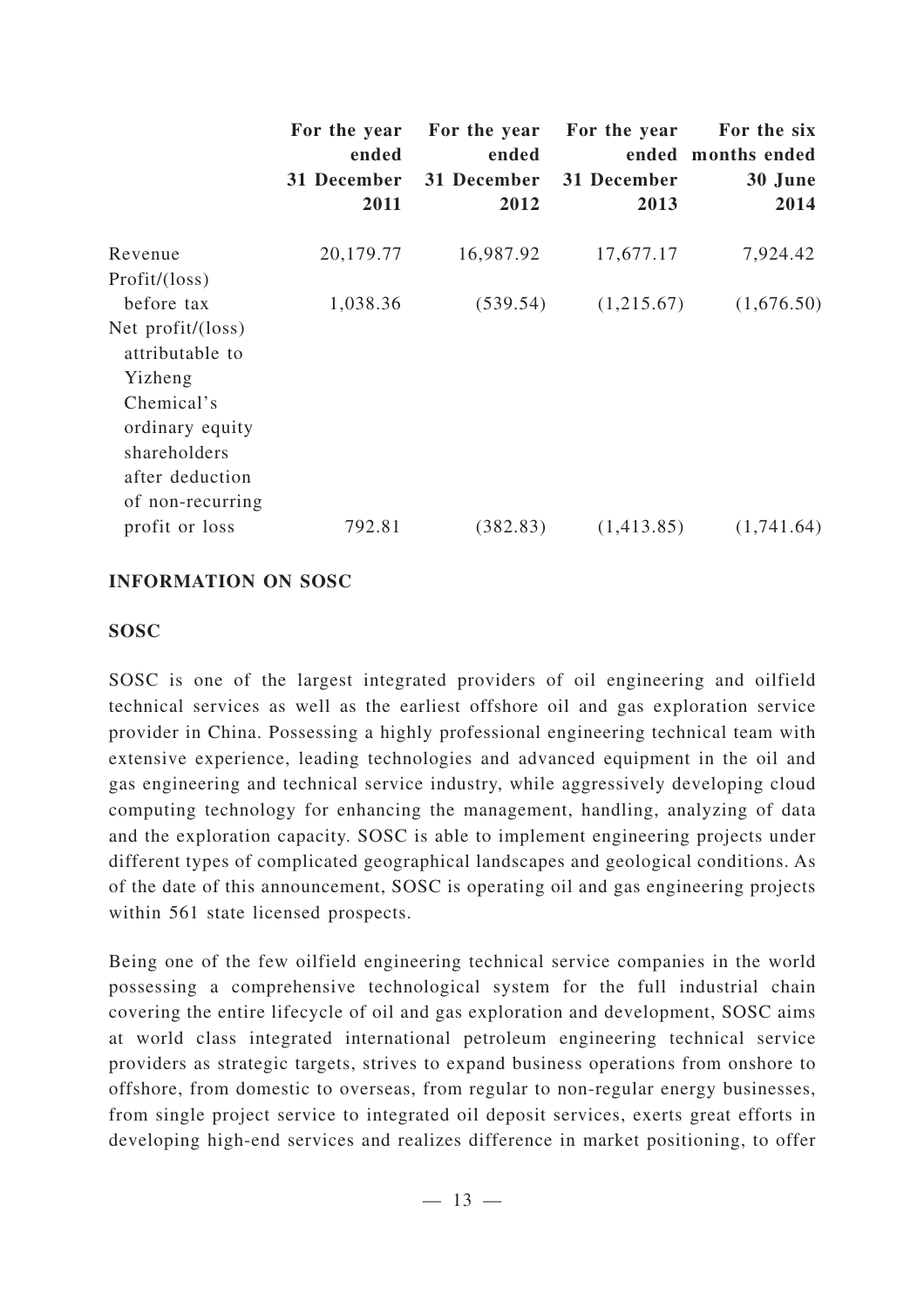| | For the year ended 31 December 2011 | For the year ended 31 December 2012 | For the year ended 31 December 2013 | For the six months ended 30 June 2014 |
|---|---|---|---|---|
| Revenue | 20,179.77 | 16,987.92 | 17,677.17 | 7,924.42 |
| Profit/(loss) before tax | 1,038.36 | (539.54) | (1,215.67) | (1,676.50) |
| Net profit/(loss) attributable to Yizheng Chemical's ordinary equity shareholders after deduction of non-recurring profit or loss | 792.81 | (382.83) | (1,413.85) | (1,741.64) |

## INFORMATION ON SOSC

### SOSC

SOSC is one of the largest integrated providers of oil engineering and oilfield technical services as well as the earliest offshore oil and gas exploration service provider in China. Possessing a highly professional engineering technical team with extensive experience, leading technologies and advanced equipment in the oil and gas engineering and technical service industry, while aggressively developing cloud computing technology for enhancing the management, handling, analyzing of data and the exploration capacity. SOSC is able to implement engineering projects under different types of complicated geographical landscapes and geological conditions. As of the date of this announcement, SOSC is operating oil and gas engineering projects within 561 state licensed prospects.

Being one of the few oilfield engineering technical service companies in the world possessing a comprehensive technological system for the full industrial chain covering the entire lifecycle of oil and gas exploration and development, SOSC aims at world class integrated international petroleum engineering technical service providers as strategic targets, strives to expand business operations from onshore to offshore, from domestic to overseas, from regular to non-regular energy businesses, from single project service to integrated oil deposit services, exerts great efforts in developing high-end services and realizes difference in market positioning, to offer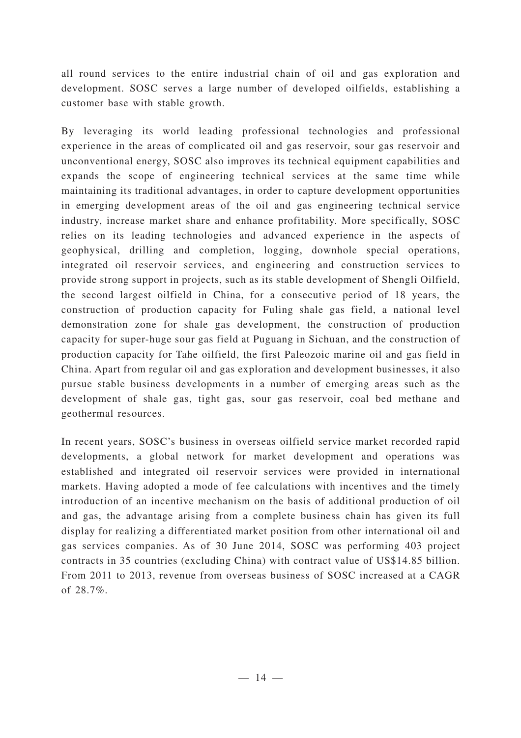all round services to the entire industrial chain of oil and gas exploration and development. SOSC serves a large number of developed oilfields, establishing a customer base with stable growth.

By leveraging its world leading professional technologies and professional experience in the areas of complicated oil and gas reservoir, sour gas reservoir and unconventional energy, SOSC also improves its technical equipment capabilities and expands the scope of engineering technical services at the same time while maintaining its traditional advantages, in order to capture development opportunities in emerging development areas of the oil and gas engineering technical service industry, increase market share and enhance profitability. More specifically, SOSC relies on its leading technologies and advanced experience in the aspects of geophysical, drilling and completion, logging, downhole special operations, integrated oil reservoir services, and engineering and construction services to provide strong support in projects, such as its stable development of Shengli Oilfield, the second largest oilfield in China, for a consecutive period of 18 years, the construction of production capacity for Fuling shale gas field, a national level demonstration zone for shale gas development, the construction of production capacity for super-huge sour gas field at Puguang in Sichuan, and the construction of production capacity for Tahe oilfield, the first Paleozoic marine oil and gas field in China. Apart from regular oil and gas exploration and development businesses, it also pursue stable business developments in a number of emerging areas such as the development of shale gas, tight gas, sour gas reservoir, coal bed methane and geothermal resources.

In recent years, SOSC's business in overseas oilfield service market recorded rapid developments, a global network for market development and operations was established and integrated oil reservoir services were provided in international markets. Having adopted a mode of fee calculations with incentives and the timely introduction of an incentive mechanism on the basis of additional production of oil and gas, the advantage arising from a complete business chain has given its full display for realizing a differentiated market position from other international oil and gas services companies. As of 30 June 2014, SOSC was performing 403 project contracts in 35 countries (excluding China) with contract value of US$14.85 billion. From 2011 to 2013, revenue from overseas business of SOSC increased at a CAGR of 28.7%.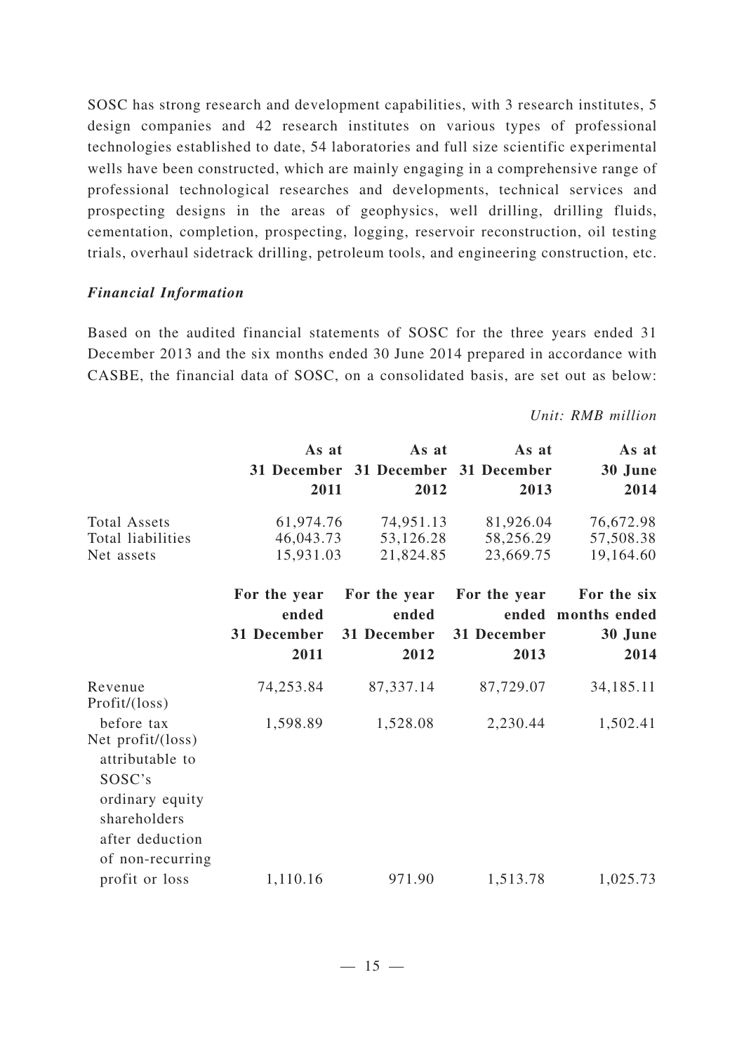SOSC has strong research and development capabilities, with 3 research institutes, 5 design companies and 42 research institutes on various types of professional technologies established to date, 54 laboratories and full size scientific experimental wells have been constructed, which are mainly engaging in a comprehensive range of professional technological researches and developments, technical services and prospecting designs in the areas of geophysics, well drilling, drilling fluids, cementation, completion, prospecting, logging, reservoir reconstruction, oil testing trials, overhaul sidetrack drilling, petroleum tools, and engineering construction, etc.

***Financial Information***

Based on the audited financial statements of SOSC for the three years ended 31 December 2013 and the six months ended 30 June 2014 prepared in accordance with CASBE, the financial data of SOSC, on a consolidated basis, are set out as below:

*Unit: RMB million*

| | As at 31 December 2011 | As at 31 December 2012 | As at 31 December 2013 | As at 30 June 2014 |
|---|---|---|---|---|
| Total Assets | 61,974.76 | 74,951.13 | 81,926.04 | 76,672.98 |
| Total liabilities | 46,043.73 | 53,126.28 | 58,256.29 | 57,508.38 |
| Net assets | 15,931.03 | 21,824.85 | 23,669.75 | 19,164.60 |

| | For the year ended 31 December 2011 | For the year ended 31 December 2012 | For the year ended 31 December 2013 | For the six months ended 30 June 2014 |
|---|---|---|---|---|
| Revenue | 74,253.84 | 87,337.14 | 87,729.07 | 34,185.11 |
| Profit/(loss) before tax | 1,598.89 | 1,528.08 | 2,230.44 | 1,502.41 |
| Net profit/(loss) attributable to SOSC's ordinary equity shareholders after deduction of non-recurring profit or loss | 1,110.16 | 971.90 | 1,513.78 | 1,025.73 |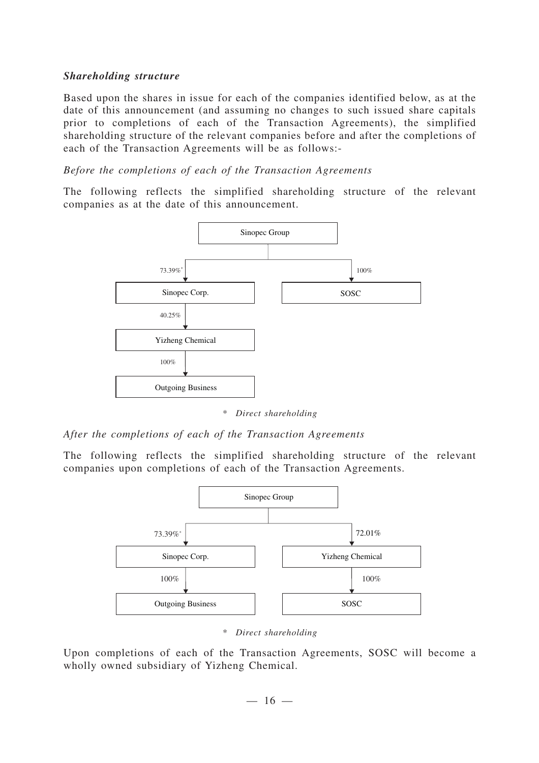***Shareholding structure***

Based upon the shares in issue for each of the companies identified below, as at the date of this announcement (and assuming no changes to such issued share capitals prior to completions of each of the Transaction Agreements), the simplified shareholding structure of the relevant companies before and after the completions of each of the Transaction Agreements will be as follows:-

*Before the completions of each of the Transaction Agreements*

The following reflects the simplified shareholding structure of the relevant companies as at the date of this announcement.

Sinopec Group

73.39%* → Sinopec Corp.

100% → SOSC

Sinopec Corp. — 40.25% → Yizheng Chemical

Yizheng Chemical — 100% → Outgoing Business

\* *Direct shareholding*

*After the completions of each of the Transaction Agreements*

The following reflects the simplified shareholding structure of the relevant companies upon completions of each of the Transaction Agreements.

Sinopec Group

73.39%* → Sinopec Corp.

72.01% → Yizheng Chemical

Sinopec Corp. — 100% → Outgoing Business

Yizheng Chemical — 100% → SOSC

\* *Direct shareholding*

Upon completions of each of the Transaction Agreements, SOSC will become a wholly owned subsidiary of Yizheng Chemical.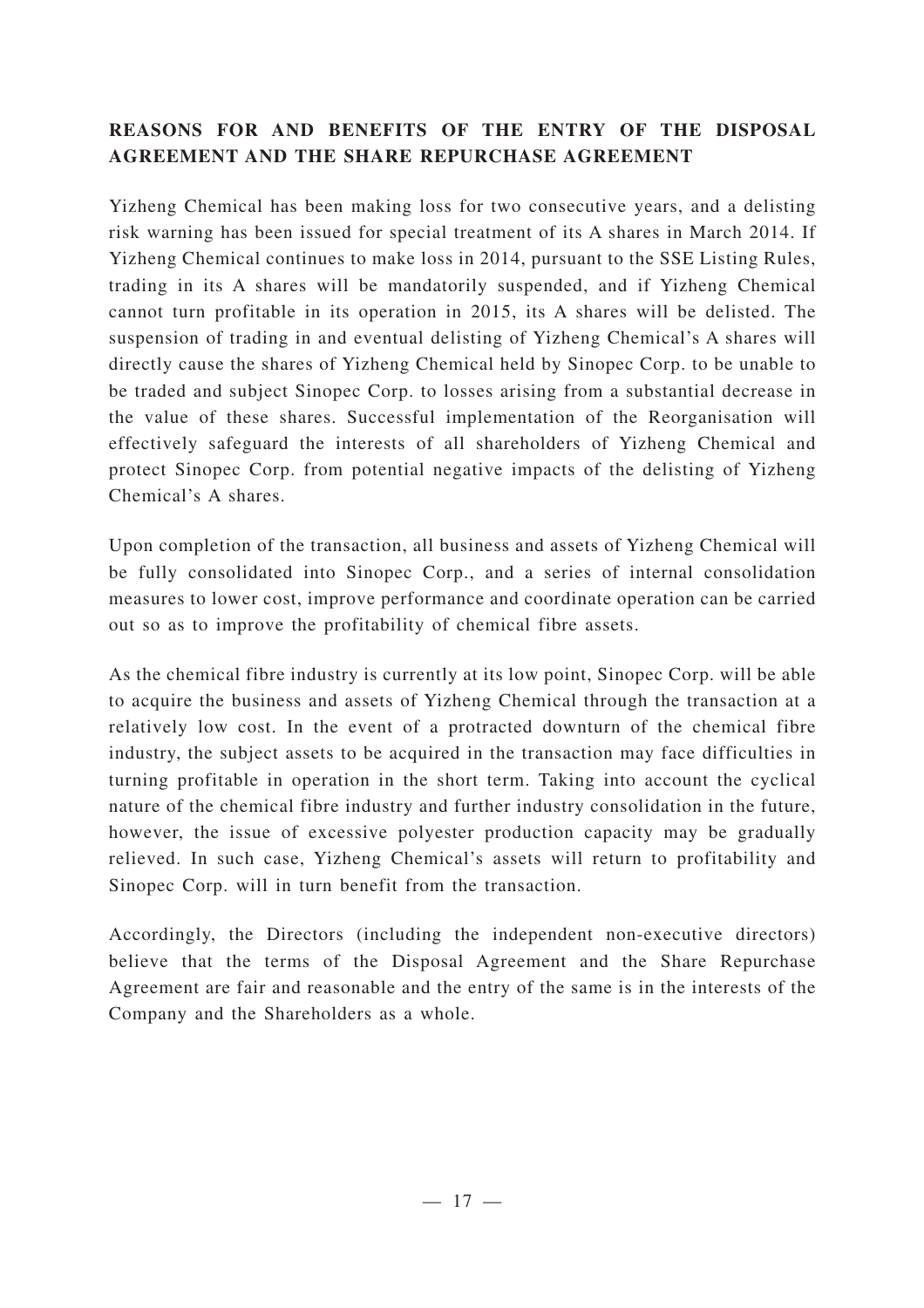## REASONS FOR AND BENEFITS OF THE ENTRY OF THE DISPOSAL AGREEMENT AND THE SHARE REPURCHASE AGREEMENT

Yizheng Chemical has been making loss for two consecutive years, and a delisting risk warning has been issued for special treatment of its A shares in March 2014. If Yizheng Chemical continues to make loss in 2014, pursuant to the SSE Listing Rules, trading in its A shares will be mandatorily suspended, and if Yizheng Chemical cannot turn profitable in its operation in 2015, its A shares will be delisted. The suspension of trading in and eventual delisting of Yizheng Chemical's A shares will directly cause the shares of Yizheng Chemical held by Sinopec Corp. to be unable to be traded and subject Sinopec Corp. to losses arising from a substantial decrease in the value of these shares. Successful implementation of the Reorganisation will effectively safeguard the interests of all shareholders of Yizheng Chemical and protect Sinopec Corp. from potential negative impacts of the delisting of Yizheng Chemical's A shares.

Upon completion of the transaction, all business and assets of Yizheng Chemical will be fully consolidated into Sinopec Corp., and a series of internal consolidation measures to lower cost, improve performance and coordinate operation can be carried out so as to improve the profitability of chemical fibre assets.

As the chemical fibre industry is currently at its low point, Sinopec Corp. will be able to acquire the business and assets of Yizheng Chemical through the transaction at a relatively low cost. In the event of a protracted downturn of the chemical fibre industry, the subject assets to be acquired in the transaction may face difficulties in turning profitable in operation in the short term. Taking into account the cyclical nature of the chemical fibre industry and further industry consolidation in the future, however, the issue of excessive polyester production capacity may be gradually relieved. In such case, Yizheng Chemical's assets will return to profitability and Sinopec Corp. will in turn benefit from the transaction.

Accordingly, the Directors (including the independent non-executive directors) believe that the terms of the Disposal Agreement and the Share Repurchase Agreement are fair and reasonable and the entry of the same is in the interests of the Company and the Shareholders as a whole.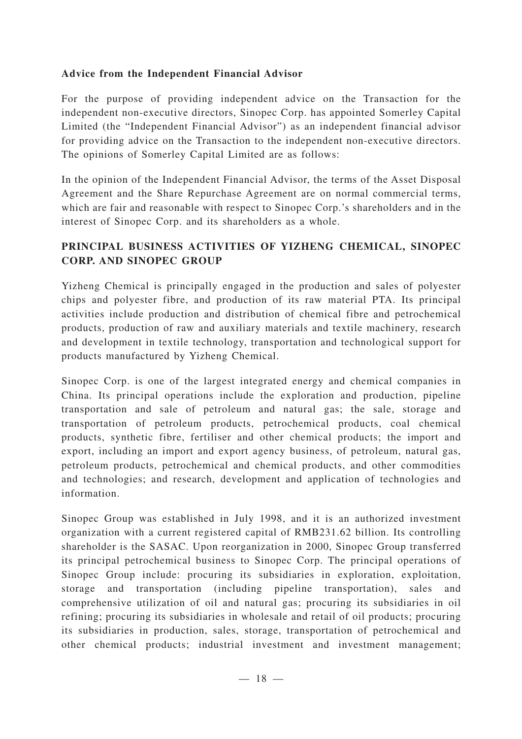**Advice from the Independent Financial Advisor**

For the purpose of providing independent advice on the Transaction for the independent non-executive directors, Sinopec Corp. has appointed Somerley Capital Limited (the "Independent Financial Advisor") as an independent financial advisor for providing advice on the Transaction to the independent non-executive directors. The opinions of Somerley Capital Limited are as follows:

In the opinion of the Independent Financial Advisor, the terms of the Asset Disposal Agreement and the Share Repurchase Agreement are on normal commercial terms, which are fair and reasonable with respect to Sinopec Corp.'s shareholders and in the interest of Sinopec Corp. and its shareholders as a whole.

## PRINCIPAL BUSINESS ACTIVITIES OF YIZHENG CHEMICAL, SINOPEC CORP. AND SINOPEC GROUP

Yizheng Chemical is principally engaged in the production and sales of polyester chips and polyester fibre, and production of its raw material PTA. Its principal activities include production and distribution of chemical fibre and petrochemical products, production of raw and auxiliary materials and textile machinery, research and development in textile technology, transportation and technological support for products manufactured by Yizheng Chemical.

Sinopec Corp. is one of the largest integrated energy and chemical companies in China. Its principal operations include the exploration and production, pipeline transportation and sale of petroleum and natural gas; the sale, storage and transportation of petroleum products, petrochemical products, coal chemical products, synthetic fibre, fertiliser and other chemical products; the import and export, including an import and export agency business, of petroleum, natural gas, petroleum products, petrochemical and chemical products, and other commodities and technologies; and research, development and application of technologies and information.

Sinopec Group was established in July 1998, and it is an authorized investment organization with a current registered capital of RMB231.62 billion. Its controlling shareholder is the SASAC. Upon reorganization in 2000, Sinopec Group transferred its principal petrochemical business to Sinopec Corp. The principal operations of Sinopec Group include: procuring its subsidiaries in exploration, exploitation, storage and transportation (including pipeline transportation), sales and comprehensive utilization of oil and natural gas; procuring its subsidiaries in oil refining; procuring its subsidiaries in wholesale and retail of oil products; procuring its subsidiaries in production, sales, storage, transportation of petrochemical and other chemical products; industrial investment and investment management;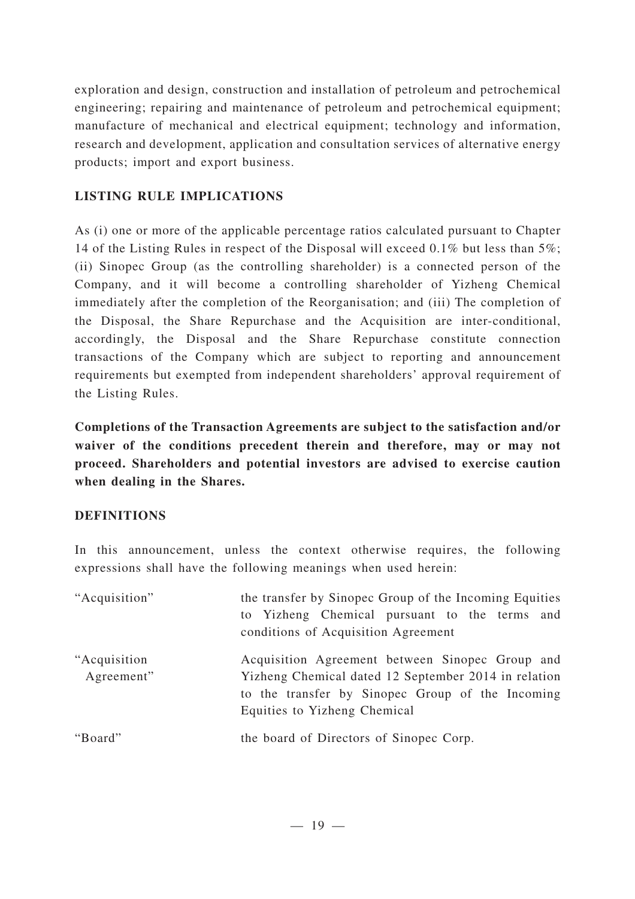exploration and design, construction and installation of petroleum and petrochemical engineering; repairing and maintenance of petroleum and petrochemical equipment; manufacture of mechanical and electrical equipment; technology and information, research and development, application and consultation services of alternative energy products; import and export business.

## LISTING RULE IMPLICATIONS

As (i) one or more of the applicable percentage ratios calculated pursuant to Chapter 14 of the Listing Rules in respect of the Disposal will exceed 0.1% but less than 5%; (ii) Sinopec Group (as the controlling shareholder) is a connected person of the Company, and it will become a controlling shareholder of Yizheng Chemical immediately after the completion of the Reorganisation; and (iii) The completion of the Disposal, the Share Repurchase and the Acquisition are inter-conditional, accordingly, the Disposal and the Share Repurchase constitute connection transactions of the Company which are subject to reporting and announcement requirements but exempted from independent shareholders' approval requirement of the Listing Rules.

**Completions of the Transaction Agreements are subject to the satisfaction and/or waiver of the conditions precedent therein and therefore, may or may not proceed. Shareholders and potential investors are advised to exercise caution when dealing in the Shares.**

## DEFINITIONS

In this announcement, unless the context otherwise requires, the following expressions shall have the following meanings when used herein:

| | |
|---|---|
| "Acquisition" | the transfer by Sinopec Group of the Incoming Equities to Yizheng Chemical pursuant to the terms and conditions of Acquisition Agreement |
| "Acquisition Agreement" | Acquisition Agreement between Sinopec Group and Yizheng Chemical dated 12 September 2014 in relation to the transfer by Sinopec Group of the Incoming Equities to Yizheng Chemical |
| "Board" | the board of Directors of Sinopec Corp. |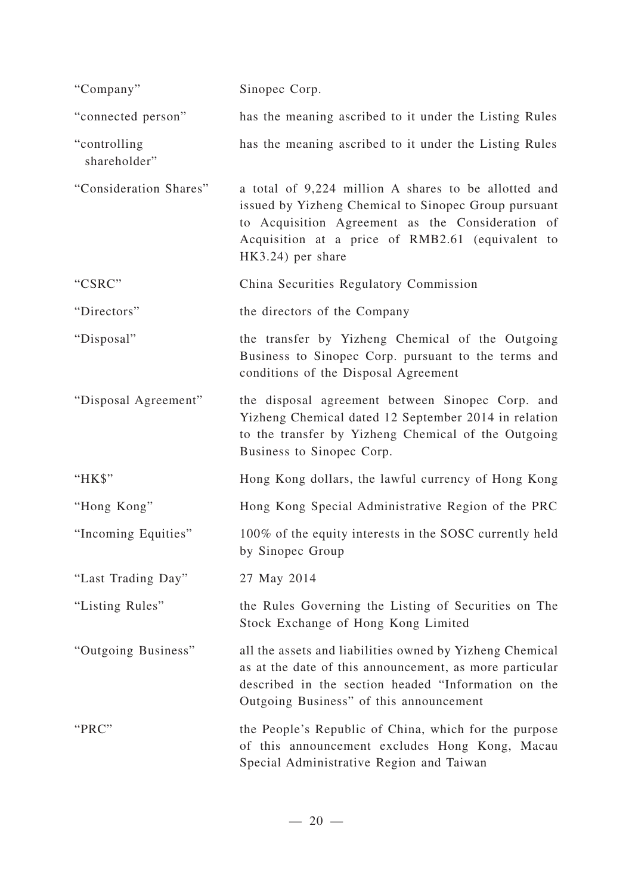| | |
|---|---|
| "Company" | Sinopec Corp. |
| "connected person" | has the meaning ascribed to it under the Listing Rules |
| "controlling shareholder" | has the meaning ascribed to it under the Listing Rules |
| "Consideration Shares" | a total of 9,224 million A shares to be allotted and issued by Yizheng Chemical to Sinopec Group pursuant to Acquisition Agreement as the Consideration of Acquisition at a price of RMB2.61 (equivalent to HK3.24) per share |
| "CSRC" | China Securities Regulatory Commission |
| "Directors" | the directors of the Company |
| "Disposal" | the transfer by Yizheng Chemical of the Outgoing Business to Sinopec Corp. pursuant to the terms and conditions of the Disposal Agreement |
| "Disposal Agreement" | the disposal agreement between Sinopec Corp. and Yizheng Chemical dated 12 September 2014 in relation to the transfer by Yizheng Chemical of the Outgoing Business to Sinopec Corp. |
| "HK$" | Hong Kong dollars, the lawful currency of Hong Kong |
| "Hong Kong" | Hong Kong Special Administrative Region of the PRC |
| "Incoming Equities" | 100% of the equity interests in the SOSC currently held by Sinopec Group |
| "Last Trading Day" | 27 May 2014 |
| "Listing Rules" | the Rules Governing the Listing of Securities on The Stock Exchange of Hong Kong Limited |
| "Outgoing Business" | all the assets and liabilities owned by Yizheng Chemical as at the date of this announcement, as more particular described in the section headed "Information on the Outgoing Business" of this announcement |
| "PRC" | the People's Republic of China, which for the purpose of this announcement excludes Hong Kong, Macau Special Administrative Region and Taiwan |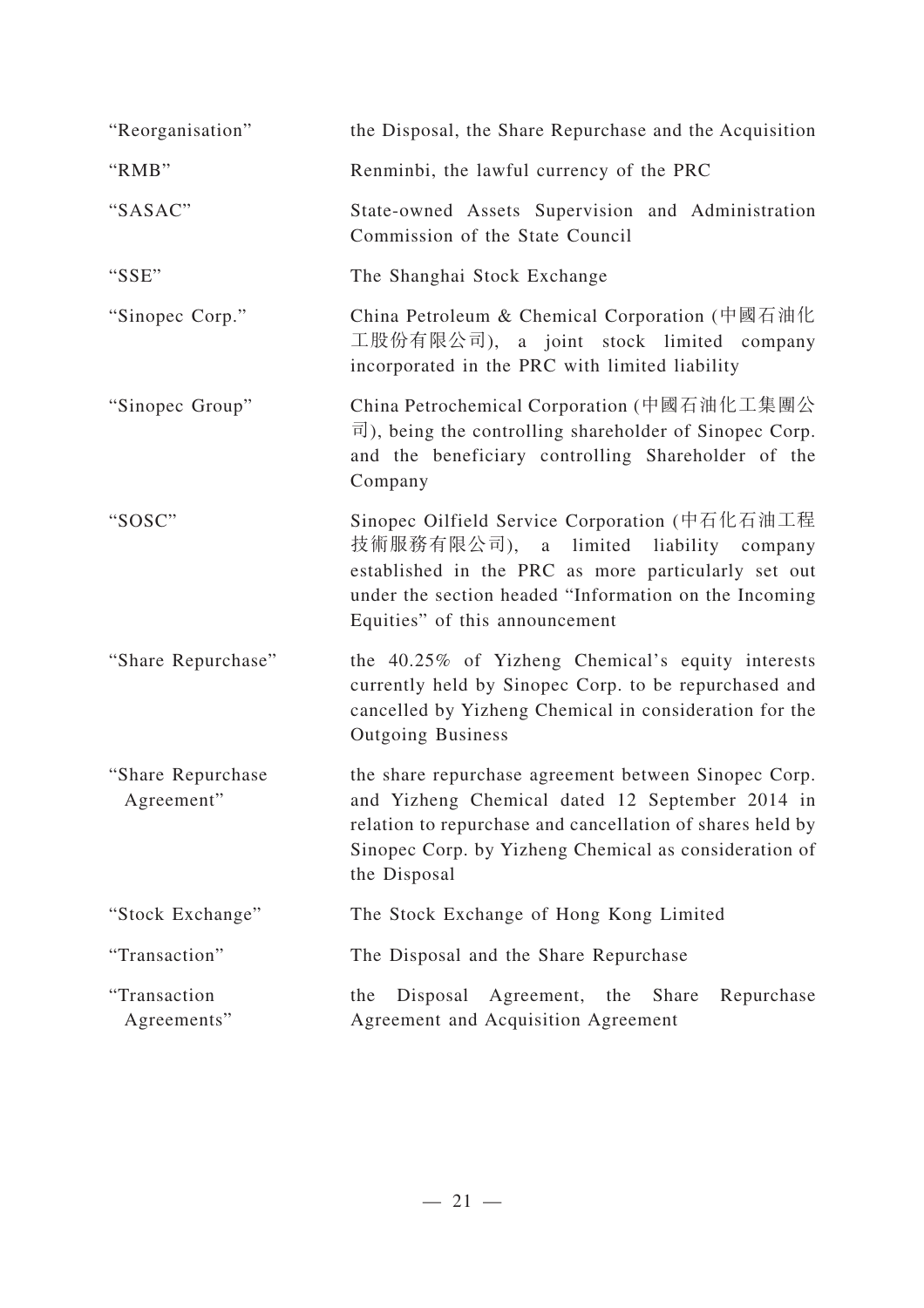| | |
|---|---|
| "Reorganisation" | the Disposal, the Share Repurchase and the Acquisition |
| "RMB" | Renminbi, the lawful currency of the PRC |
| "SASAC" | State-owned Assets Supervision and Administration Commission of the State Council |
| "SSE" | The Shanghai Stock Exchange |
| "Sinopec Corp." | China Petroleum & Chemical Corporation (中國石油化工股份有限公司), a joint stock limited company incorporated in the PRC with limited liability |
| "Sinopec Group" | China Petrochemical Corporation (中國石油化工集團公司), being the controlling shareholder of Sinopec Corp. and the beneficiary controlling Shareholder of the Company |
| "SOSC" | Sinopec Oilfield Service Corporation (中石化石油工程技術服務有限公司), a limited liability company established in the PRC as more particularly set out under the section headed "Information on the Incoming Equities" of this announcement |
| "Share Repurchase" | the 40.25% of Yizheng Chemical's equity interests currently held by Sinopec Corp. to be repurchased and cancelled by Yizheng Chemical in consideration for the Outgoing Business |
| "Share Repurchase Agreement" | the share repurchase agreement between Sinopec Corp. and Yizheng Chemical dated 12 September 2014 in relation to repurchase and cancellation of shares held by Sinopec Corp. by Yizheng Chemical as consideration of the Disposal |
| "Stock Exchange" | The Stock Exchange of Hong Kong Limited |
| "Transaction" | The Disposal and the Share Repurchase |
| "Transaction Agreements" | the Disposal Agreement, the Share Repurchase Agreement and Acquisition Agreement |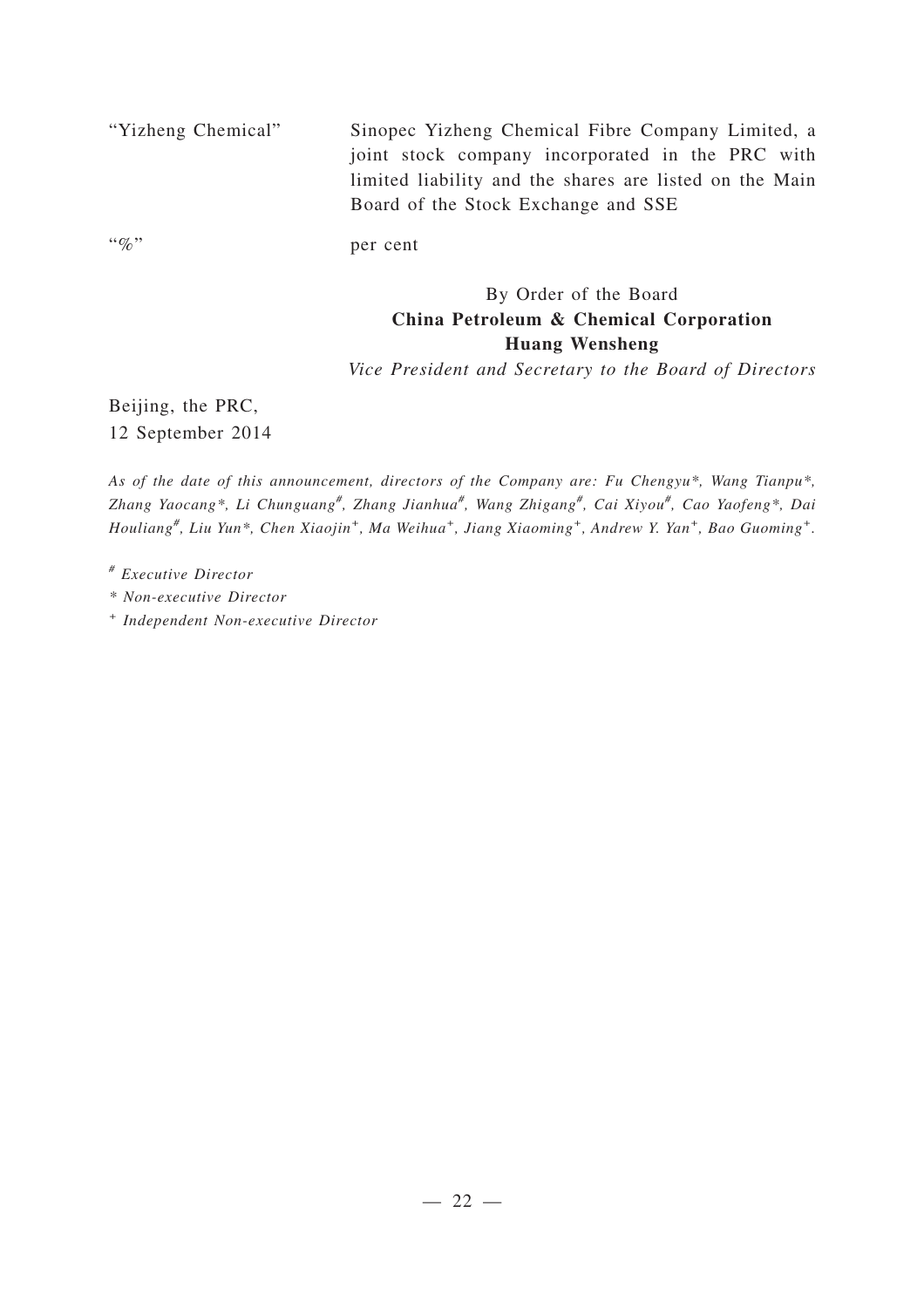| | |
|---|---|
| "Yizheng Chemical" | Sinopec Yizheng Chemical Fibre Company Limited, a joint stock company incorporated in the PRC with limited liability and the shares are listed on the Main Board of the Stock Exchange and SSE |
| "%" | per cent |

By Order of the Board
**China Petroleum & Chemical Corporation**
**Huang Wensheng**
*Vice President and Secretary to the Board of Directors*

Beijing, the PRC,
12 September 2014

*As of the date of this announcement, directors of the Company are: Fu Chengyu\*, Wang Tianpu\*, Zhang Yaocang\*, Li Chunguang#, Zhang Jianhua#, Wang Zhigang#, Cai Xiyou#, Cao Yaofeng\*, Dai Houliang#, Liu Yun\*, Chen Xiaojin+, Ma Weihua+, Jiang Xiaoming+, Andrew Y. Yan+, Bao Guoming+.*

*# Executive Director*

*\* Non-executive Director*

*+ Independent Non-executive Director*